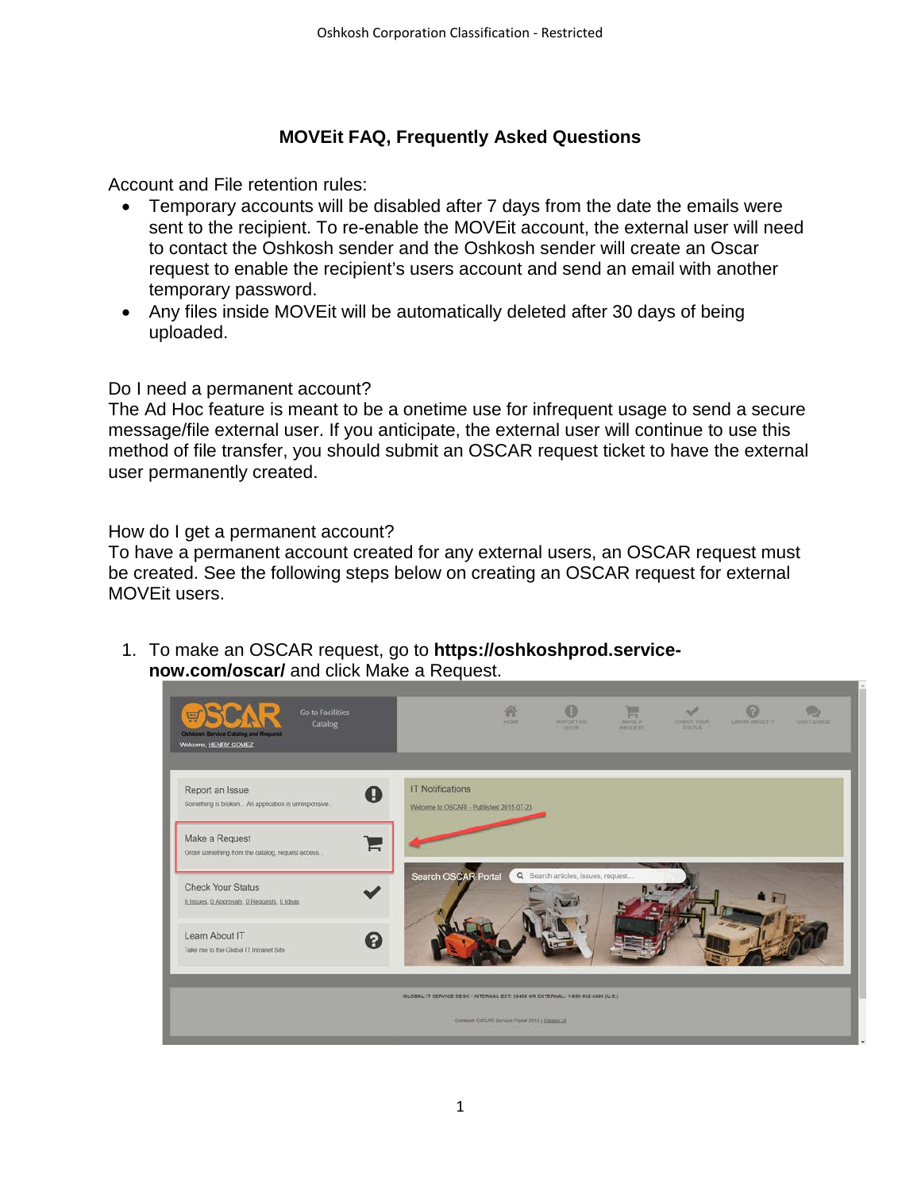# MOVEit FAQ, Frequently Asked Questions

Account and File retention rules:

- Temporary accounts will be disabled after 7 days from the date the emails were sent to the recipient. To re-enable the MOVEit account, the external user will need to contact the Oshkosh sender and the Oshkosh sender will create an Oscar request to enable the recipient's users account and send an email with another temporary password.
- Any files inside MOVEit will be automatically deleted after 30 days of being uploaded.

Do I need a permanent account?

The Ad Hoc feature is meant to be a onetime use for infrequent usage to send a secure message/file external user. If you anticipate, the external user will continue to use this method of file transfer, you should submit an OSCAR request ticket to have the external user permanently created.

How do I get a permanent account?

To have a permanent account created for any external users, an OSCAR request must be created. See the following steps below on creating an OSCAR request for external MOVEit users.

1. To make an OSCAR request, go to **https://oshkoshprod.service-now.com/oscar/** and click Make a Request.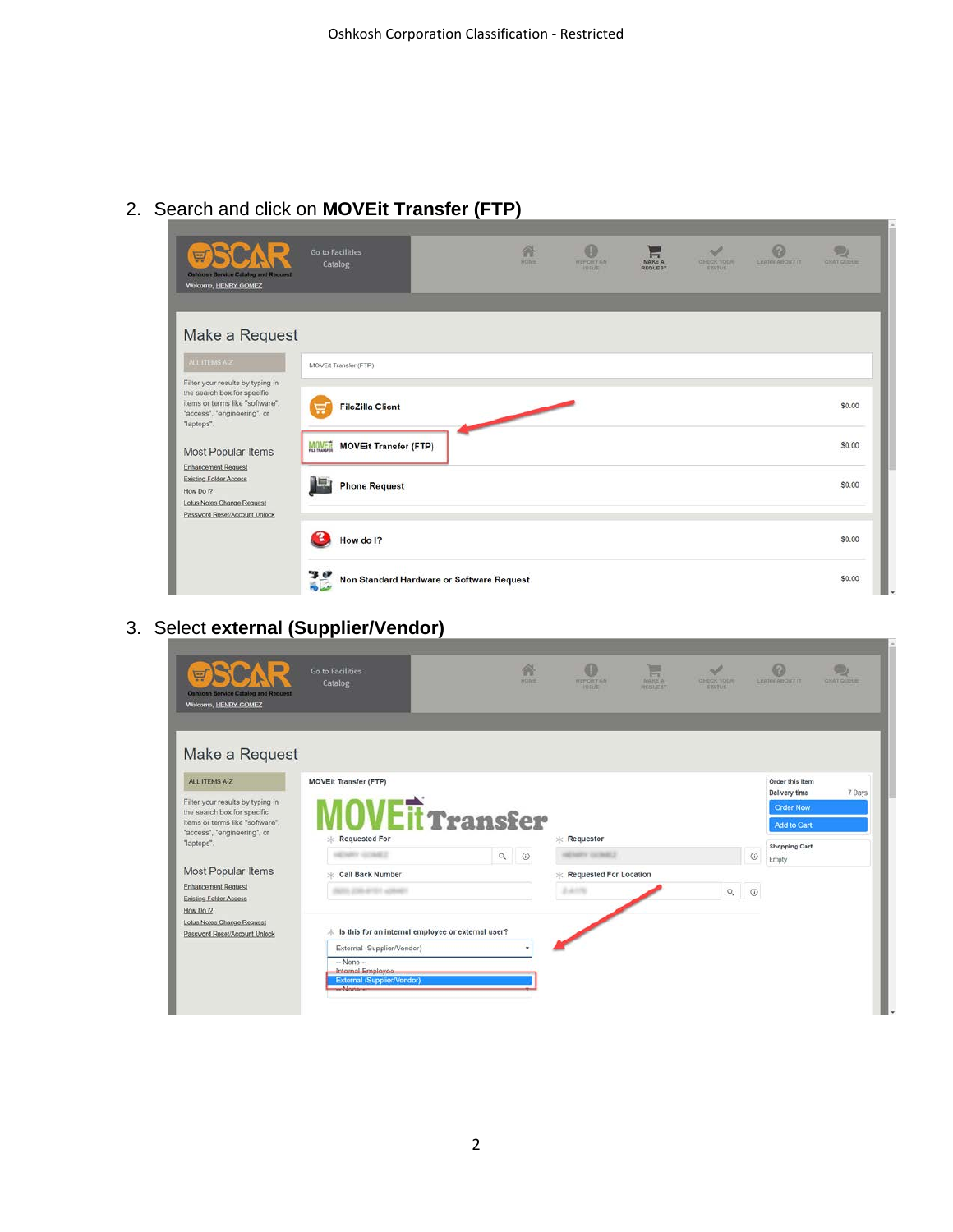2. Search and click on **MOVEit Transfer (FTP)**

3. Select **external (Supplier/Vendor)**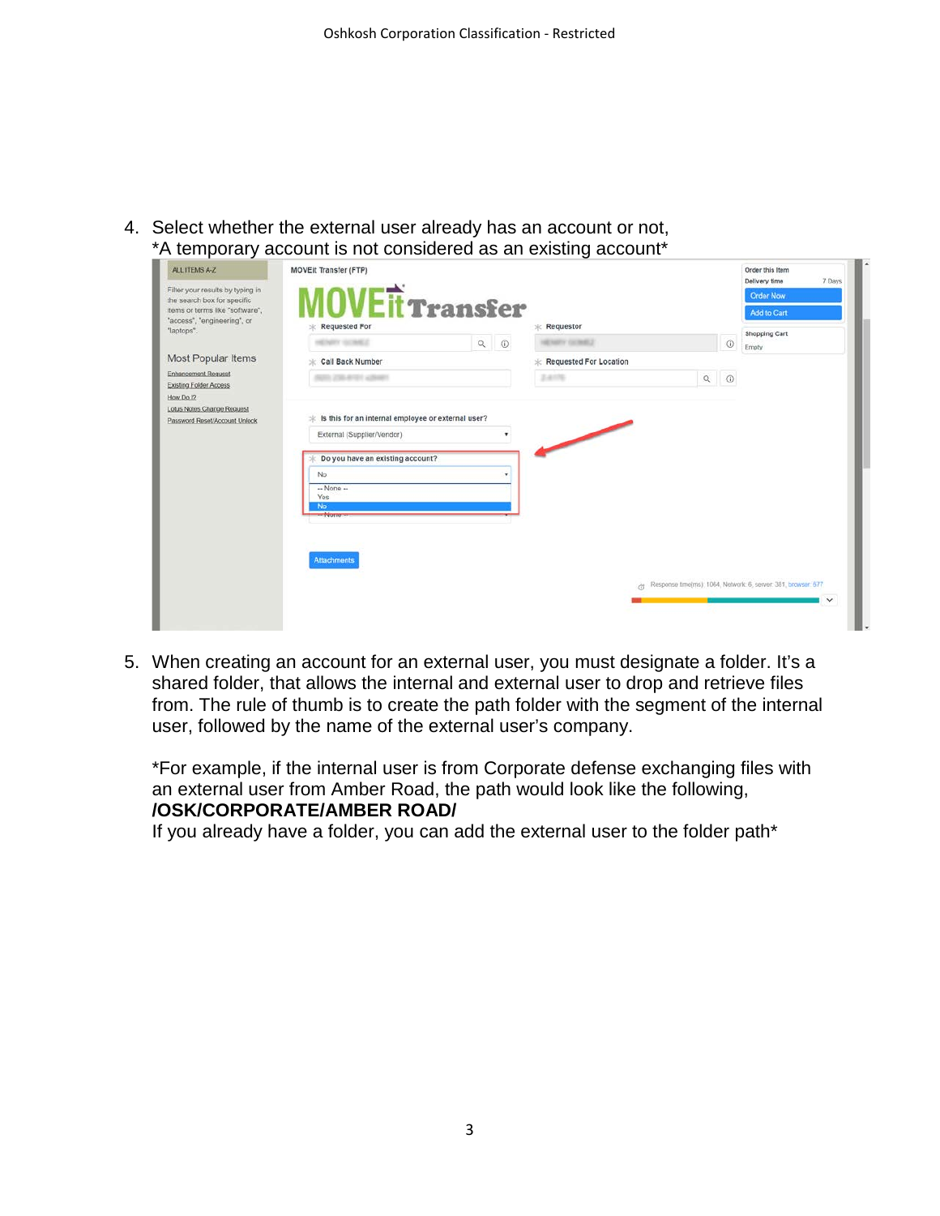4. Select whether the external user already has an account or not,
   *A temporary account is not considered as an existing account*

5. When creating an account for an external user, you must designate a folder. It's a shared folder, that allows the internal and external user to drop and retrieve files from. The rule of thumb is to create the path folder with the segment of the internal user, followed by the name of the external user's company.

   *For example, if the internal user is from Corporate defense exchanging files with an external user from Amber Road, the path would look like the following,
   **/OSK/CORPORATE/AMBER ROAD/**
   If you already have a folder, you can add the external user to the folder path*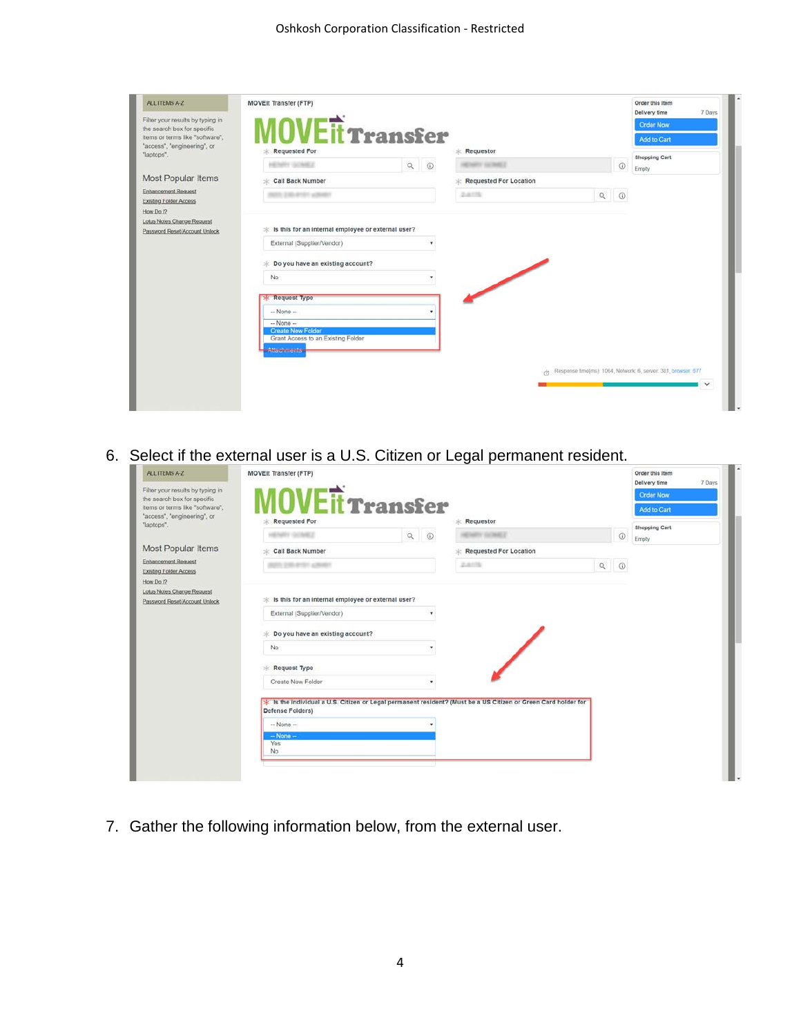6. Select if the external user is a U.S. Citizen or Legal permanent resident.

7. Gather the following information below, from the external user.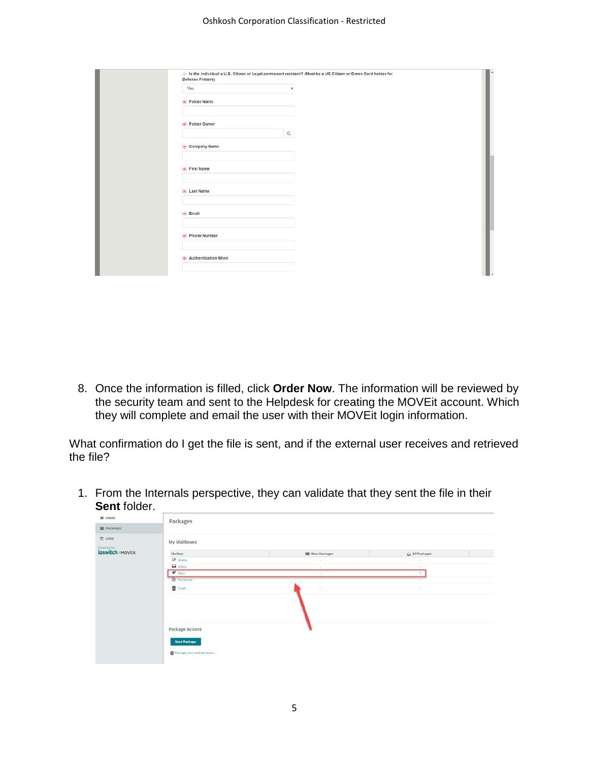8. Once the information is filled, click **Order Now**. The information will be reviewed by the security team and sent to the Helpdesk for creating the MOVEit account. Which they will complete and email the user with their MOVEit login information.

What confirmation do I get the file is sent, and if the external user receives and retrieved the file?

1. From the Internals perspective, they can validate that they sent the file in their **Sent** folder.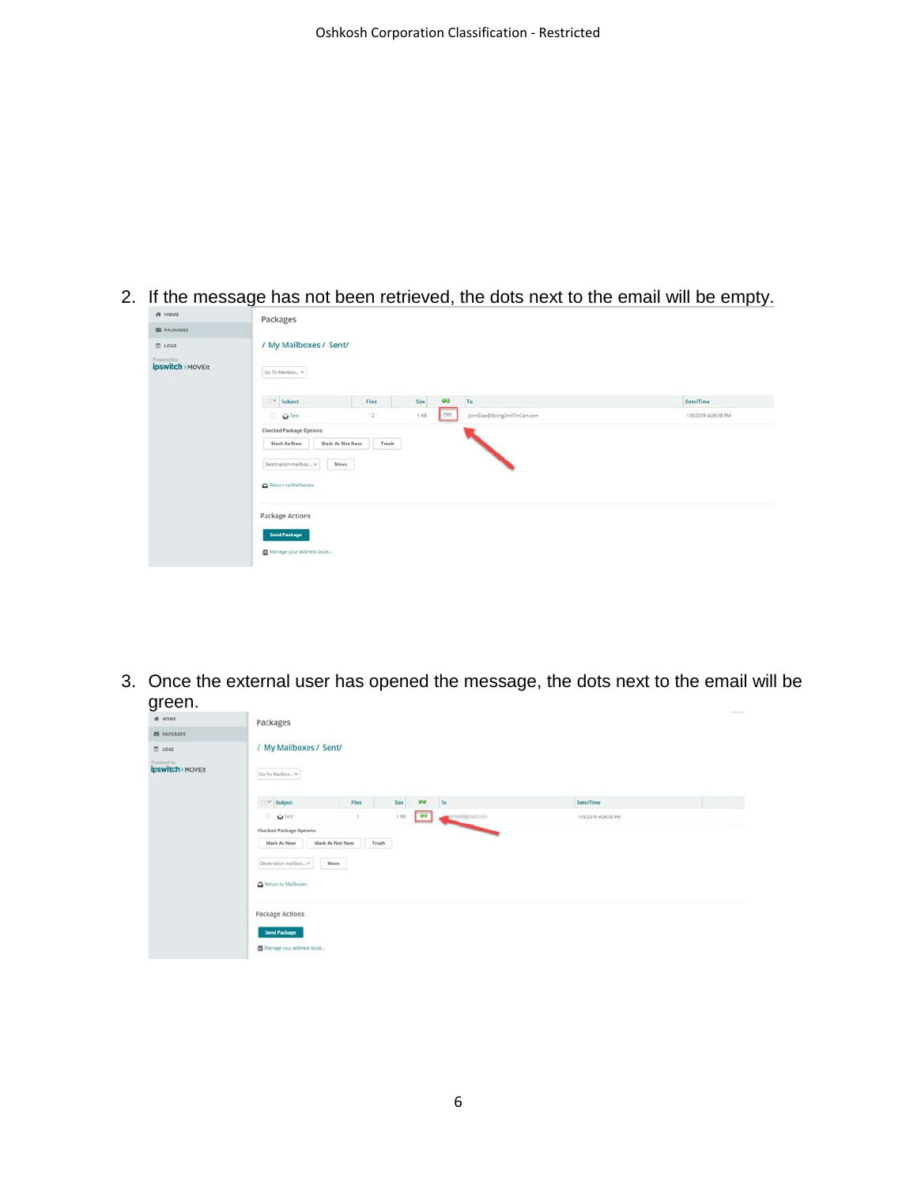2. If the message has not been retrieved, the dots next to the email will be empty.

3. Once the external user has opened the message, the dots next to the email will be green.